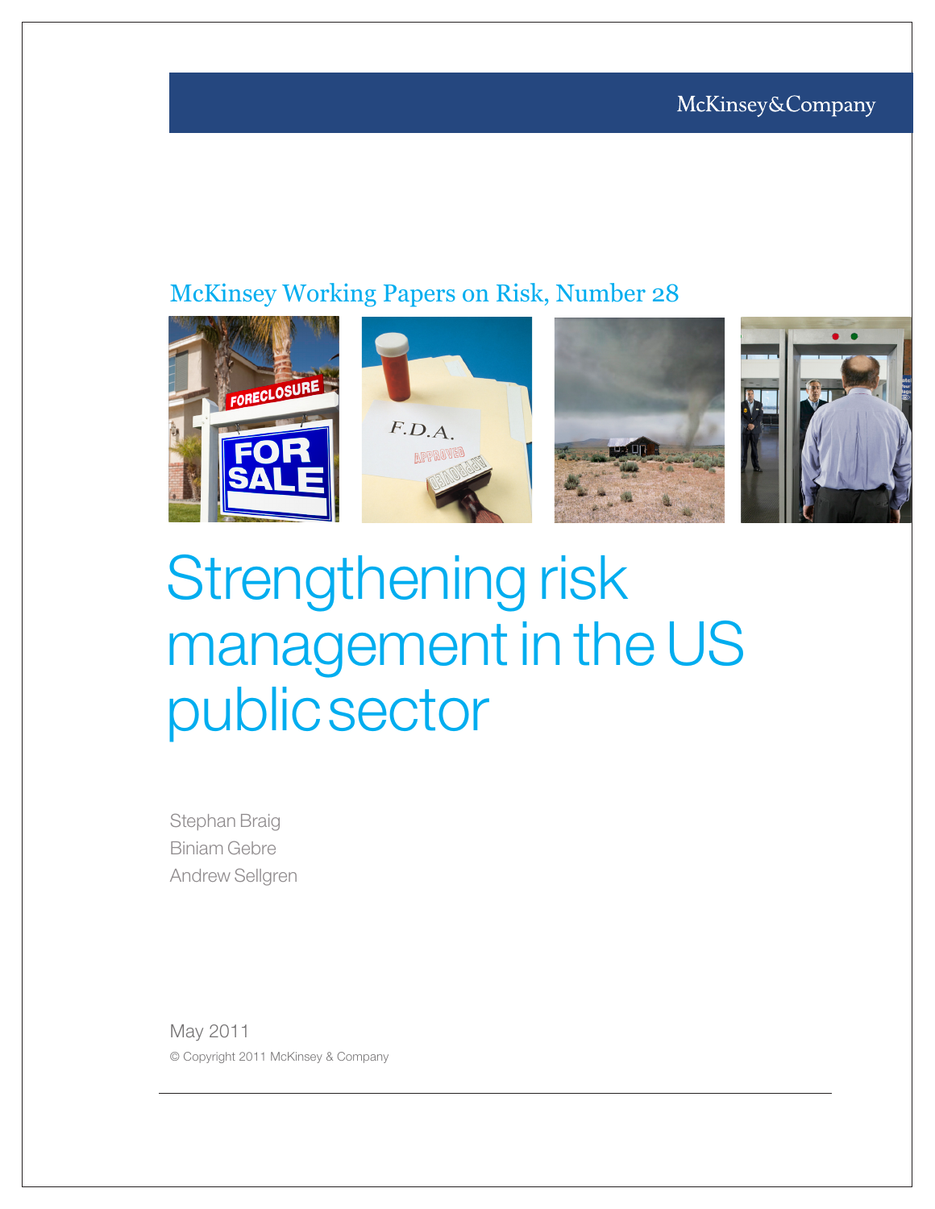McKinsey&Company

McKinsey Working Papers on Risk, Number 28

# Strengthening risk management in the US public sector

Stephan Braig
Biniam Gebre
Andrew Sellgren

May 2011
© Copyright 2011 McKinsey & Company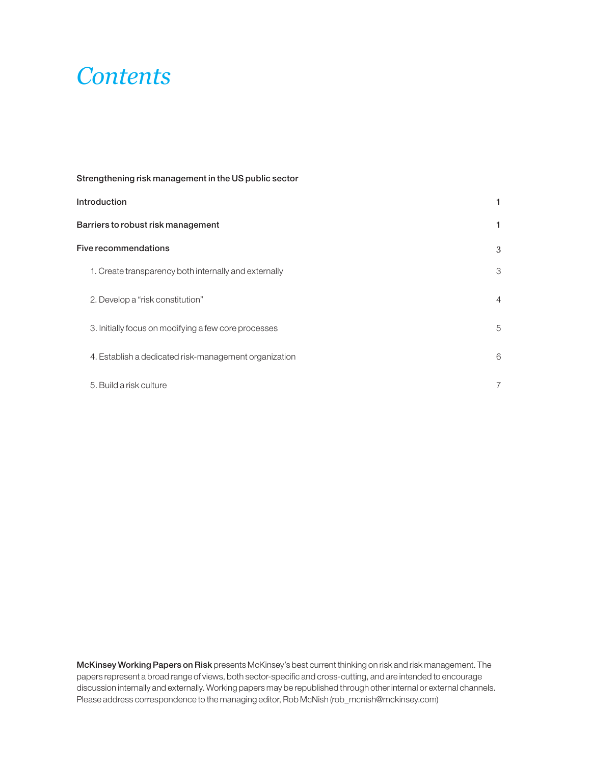# *Contents*

**Strengthening risk management in the US public sector**

| | |
|---|---|
| **Introduction** | 1 |
| **Barriers to robust risk management** | 1 |
| **Five recommendations** | 3 |
| 1. Create transparency both internally and externally | 3 |
| 2. Develop a "risk constitution" | 4 |
| 3. Initially focus on modifying a few core processes | 5 |
| 4. Establish a dedicated risk-management organization | 6 |
| 5. Build a risk culture | 7 |

**McKinsey Working Papers on Risk** presents McKinsey's best current thinking on risk and risk management. The papers represent a broad range of views, both sector-specific and cross-cutting, and are intended to encourage discussion internally and externally. Working papers may be republished through other internal or external channels. Please address correspondence to the managing editor, Rob McNish (rob_mcnish@mckinsey.com)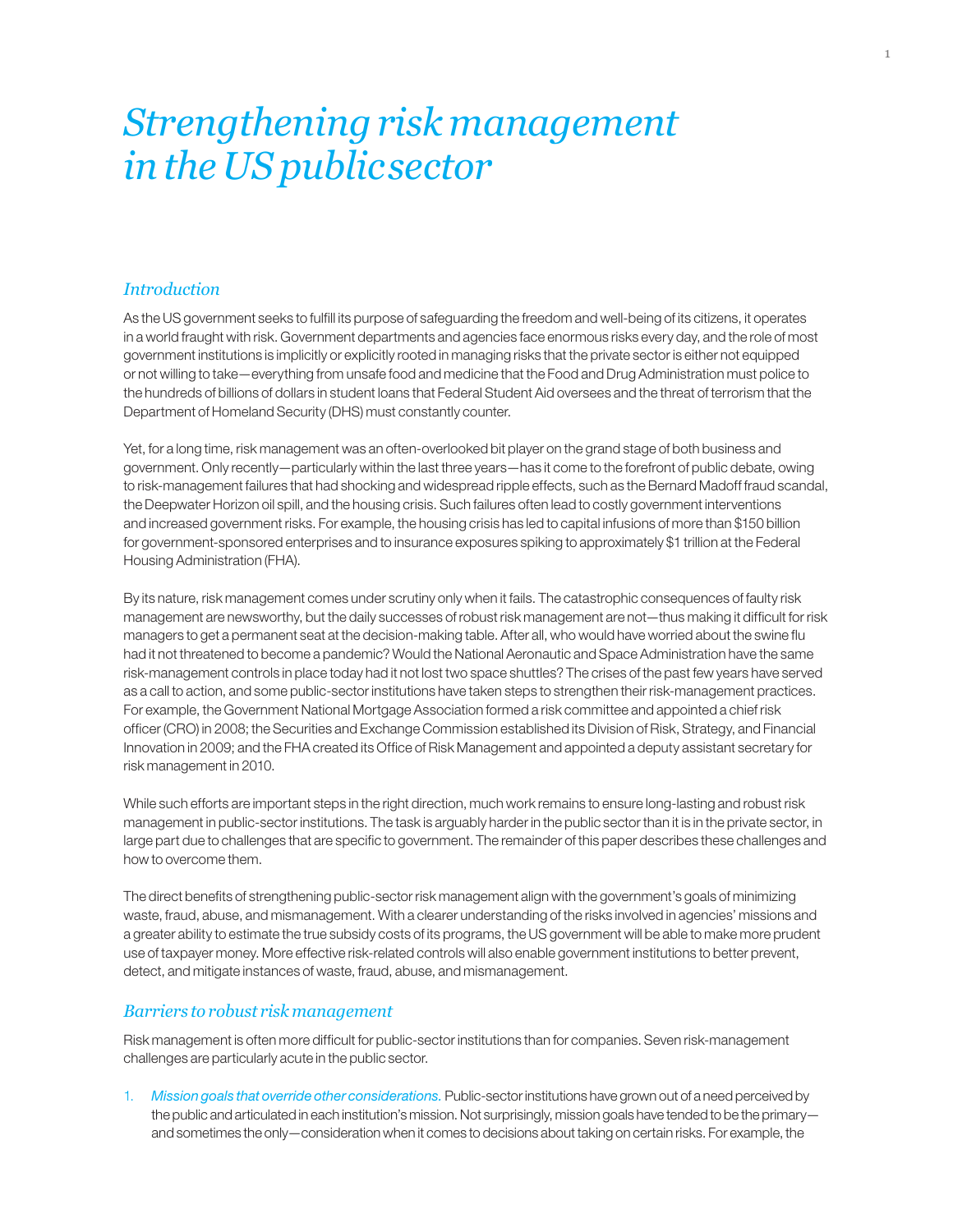# *Strengthening risk management in the US public sector*

## *Introduction*

As the US government seeks to fulfill its purpose of safeguarding the freedom and well-being of its citizens, it operates in a world fraught with risk. Government departments and agencies face enormous risks every day, and the role of most government institutions is implicitly or explicitly rooted in managing risks that the private sector is either not equipped or not willing to take—everything from unsafe food and medicine that the Food and Drug Administration must police to the hundreds of billions of dollars in student loans that Federal Student Aid oversees and the threat of terrorism that the Department of Homeland Security (DHS) must constantly counter.

Yet, for a long time, risk management was an often-overlooked bit player on the grand stage of both business and government. Only recently—particularly within the last three years—has it come to the forefront of public debate, owing to risk-management failures that had shocking and widespread ripple effects, such as the Bernard Madoff fraud scandal, the Deepwater Horizon oil spill, and the housing crisis. Such failures often lead to costly government interventions and increased government risks. For example, the housing crisis has led to capital infusions of more than $150 billion for government-sponsored enterprises and to insurance exposures spiking to approximately $1 trillion at the Federal Housing Administration (FHA).

By its nature, risk management comes under scrutiny only when it fails. The catastrophic consequences of faulty risk management are newsworthy, but the daily successes of robust risk management are not—thus making it difficult for risk managers to get a permanent seat at the decision-making table. After all, who would have worried about the swine flu had it not threatened to become a pandemic? Would the National Aeronautic and Space Administration have the same risk-management controls in place today had it not lost two space shuttles? The crises of the past few years have served as a call to action, and some public-sector institutions have taken steps to strengthen their risk-management practices. For example, the Government National Mortgage Association formed a risk committee and appointed a chief risk officer (CRO) in 2008; the Securities and Exchange Commission established its Division of Risk, Strategy, and Financial Innovation in 2009; and the FHA created its Office of Risk Management and appointed a deputy assistant secretary for risk management in 2010.

While such efforts are important steps in the right direction, much work remains to ensure long-lasting and robust risk management in public-sector institutions. The task is arguably harder in the public sector than it is in the private sector, in large part due to challenges that are specific to government. The remainder of this paper describes these challenges and how to overcome them.

The direct benefits of strengthening public-sector risk management align with the government's goals of minimizing waste, fraud, abuse, and mismanagement. With a clearer understanding of the risks involved in agencies' missions and a greater ability to estimate the true subsidy costs of its programs, the US government will be able to make more prudent use of taxpayer money. More effective risk-related controls will also enable government institutions to better prevent, detect, and mitigate instances of waste, fraud, abuse, and mismanagement.

## *Barriers to robust risk management*

Risk management is often more difficult for public-sector institutions than for companies. Seven risk-management challenges are particularly acute in the public sector.

1. *Mission goals that override other considerations.* Public-sector institutions have grown out of a need perceived by the public and articulated in each institution's mission. Not surprisingly, mission goals have tended to be the primary—and sometimes the only—consideration when it comes to decisions about taking on certain risks. For example, the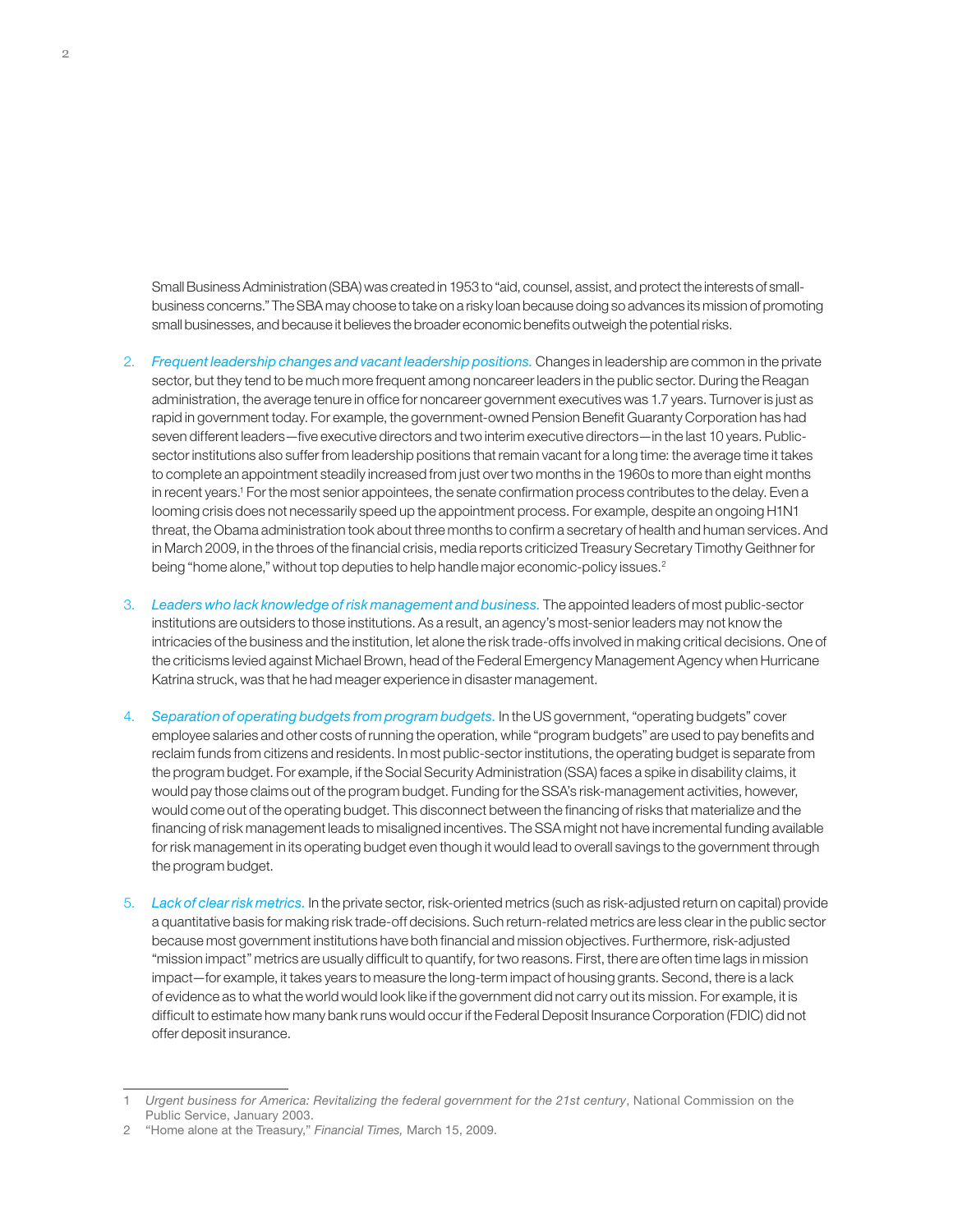Small Business Administration (SBA) was created in 1953 to "aid, counsel, assist, and protect the interests of small-business concerns." The SBA may choose to take on a risky loan because doing so advances its mission of promoting small businesses, and because it believes the broader economic benefits outweigh the potential risks.

2. *Frequent leadership changes and vacant leadership positions.* Changes in leadership are common in the private sector, but they tend to be much more frequent among noncareer leaders in the public sector. During the Reagan administration, the average tenure in office for noncareer government executives was 1.7 years. Turnover is just as rapid in government today. For example, the government-owned Pension Benefit Guaranty Corporation has had seven different leaders—five executive directors and two interim executive directors—in the last 10 years. Public-sector institutions also suffer from leadership positions that remain vacant for a long time: the average time it takes to complete an appointment steadily increased from just over two months in the 1960s to more than eight months in recent years.[1] For the most senior appointees, the senate confirmation process contributes to the delay. Even a looming crisis does not necessarily speed up the appointment process. For example, despite an ongoing H1N1 threat, the Obama administration took about three months to confirm a secretary of health and human services. And in March 2009, in the throes of the financial crisis, media reports criticized Treasury Secretary Timothy Geithner for being "home alone," without top deputies to help handle major economic-policy issues.[2]

3. *Leaders who lack knowledge of risk management and business.* The appointed leaders of most public-sector institutions are outsiders to those institutions. As a result, an agency's most-senior leaders may not know the intricacies of the business and the institution, let alone the risk trade-offs involved in making critical decisions. One of the criticisms levied against Michael Brown, head of the Federal Emergency Management Agency when Hurricane Katrina struck, was that he had meager experience in disaster management.

4. *Separation of operating budgets from program budgets.* In the US government, "operating budgets" cover employee salaries and other costs of running the operation, while "program budgets" are used to pay benefits and reclaim funds from citizens and residents. In most public-sector institutions, the operating budget is separate from the program budget. For example, if the Social Security Administration (SSA) faces a spike in disability claims, it would pay those claims out of the program budget. Funding for the SSA's risk-management activities, however, would come out of the operating budget. This disconnect between the financing of risks that materialize and the financing of risk management leads to misaligned incentives. The SSA might not have incremental funding available for risk management in its operating budget even though it would lead to overall savings to the government through the program budget.

5. *Lack of clear risk metrics.* In the private sector, risk-oriented metrics (such as risk-adjusted return on capital) provide a quantitative basis for making risk trade-off decisions. Such return-related metrics are less clear in the public sector because most government institutions have both financial and mission objectives. Furthermore, risk-adjusted "mission impact" metrics are usually difficult to quantify, for two reasons. First, there are often time lags in mission impact—for example, it takes years to measure the long-term impact of housing grants. Second, there is a lack of evidence as to what the world would look like if the government did not carry out its mission. For example, it is difficult to estimate how many bank runs would occur if the Federal Deposit Insurance Corporation (FDIC) did not offer deposit insurance.

---

1 *Urgent business for America: Revitalizing the federal government for the 21st century*, National Commission on the Public Service, January 2003.

2 "Home alone at the Treasury," *Financial Times,* March 15, 2009.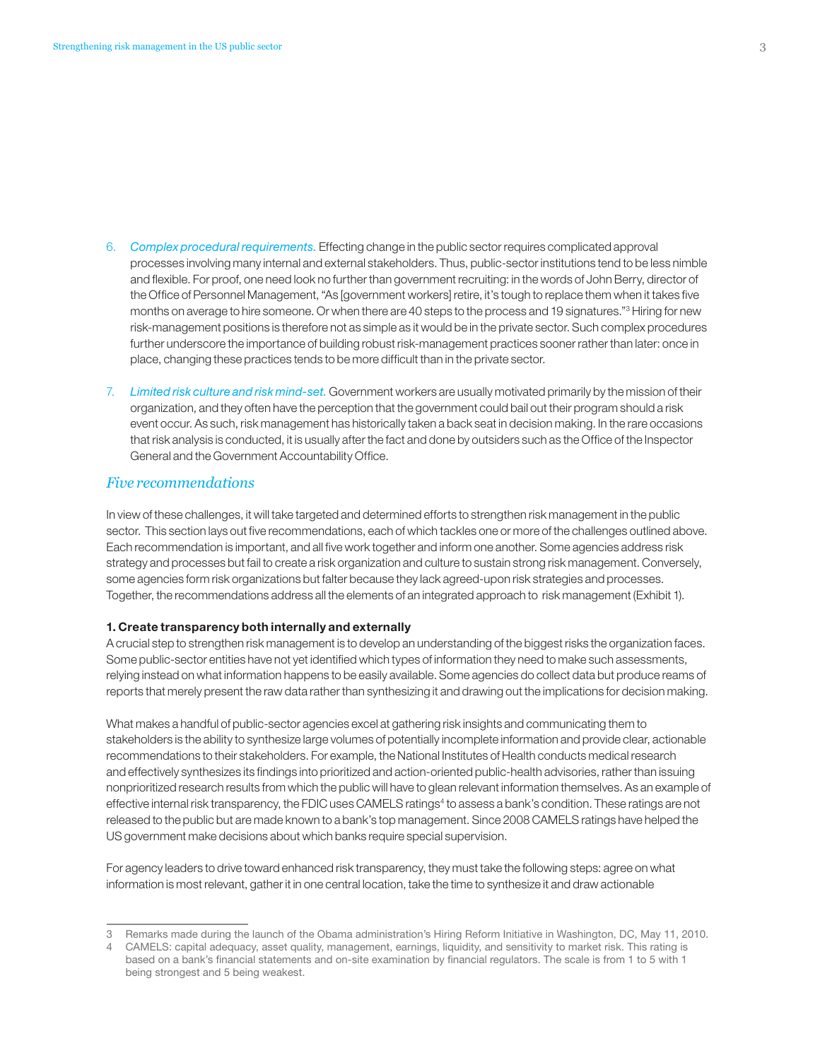6. *Complex procedural requirements.* Effecting change in the public sector requires complicated approval processes involving many internal and external stakeholders. Thus, public-sector institutions tend to be less nimble and flexible. For proof, one need look no further than government recruiting: in the words of John Berry, director of the Office of Personnel Management, "As [government workers] retire, it's tough to replace them when it takes five months on average to hire someone. Or when there are 40 steps to the process and 19 signatures."[3] Hiring for new risk-management positions is therefore not as simple as it would be in the private sector. Such complex procedures further underscore the importance of building robust risk-management practices sooner rather than later: once in place, changing these practices tends to be more difficult than in the private sector.

7. *Limited risk culture and risk mind-set.* Government workers are usually motivated primarily by the mission of their organization, and they often have the perception that the government could bail out their program should a risk event occur. As such, risk management has historically taken a back seat in decision making. In the rare occasions that risk analysis is conducted, it is usually after the fact and done by outsiders such as the Office of the Inspector General and the Government Accountability Office.

## *Five recommendations*

In view of these challenges, it will take targeted and determined efforts to strengthen risk management in the public sector. This section lays out five recommendations, each of which tackles one or more of the challenges outlined above. Each recommendation is important, and all five work together and inform one another. Some agencies address risk strategy and processes but fail to create a risk organization and culture to sustain strong risk management. Conversely, some agencies form risk organizations but falter because they lack agreed-upon risk strategies and processes. Together, the recommendations address all the elements of an integrated approach to risk management (Exhibit 1).

**1. Create transparency both internally and externally**

A crucial step to strengthen risk management is to develop an understanding of the biggest risks the organization faces. Some public-sector entities have not yet identified which types of information they need to make such assessments, relying instead on what information happens to be easily available. Some agencies do collect data but produce reams of reports that merely present the raw data rather than synthesizing it and drawing out the implications for decision making.

What makes a handful of public-sector agencies excel at gathering risk insights and communicating them to stakeholders is the ability to synthesize large volumes of potentially incomplete information and provide clear, actionable recommendations to their stakeholders. For example, the National Institutes of Health conducts medical research and effectively synthesizes its findings into prioritized and action-oriented public-health advisories, rather than issuing nonprioritized research results from which the public will have to glean relevant information themselves. As an example of effective internal risk transparency, the FDIC uses CAMELS ratings[4] to assess a bank's condition. These ratings are not released to the public but are made known to a bank's top management. Since 2008 CAMELS ratings have helped the US government make decisions about which banks require special supervision.

For agency leaders to drive toward enhanced risk transparency, they must take the following steps: agree on what information is most relevant, gather it in one central location, take the time to synthesize it and draw actionable

---

3 Remarks made during the launch of the Obama administration's Hiring Reform Initiative in Washington, DC, May 11, 2010.

4 CAMELS: capital adequacy, asset quality, management, earnings, liquidity, and sensitivity to market risk. This rating is based on a bank's financial statements and on-site examination by financial regulators. The scale is from 1 to 5 with 1 being strongest and 5 being weakest.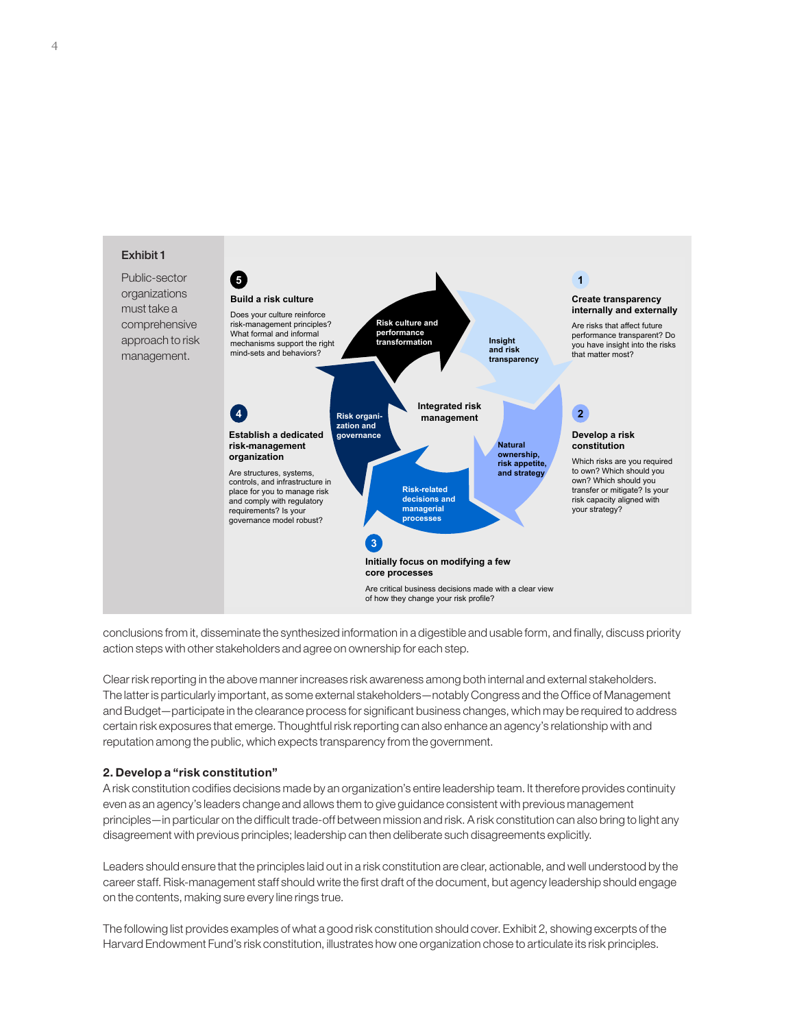**Exhibit 1**

Public-sector organizations must take a comprehensive approach to risk management.

**Integrated risk management**

**1 Create transparency internally and externally**

Are risks that affect future performance transparent? Do you have insight into the risks that matter most?

*Insight and risk transparency*

**2 Develop a risk constitution**

Which risks are you required to own? Which should you own? Which should you transfer or mitigate? Is your risk capacity aligned with your strategy?

*Natural ownership, risk appetite, and strategy*

**3 Initially focus on modifying a few core processes**

Are critical business decisions made with a clear view of how they change your risk profile?

*Risk-related decisions and managerial processes*

**4 Establish a dedicated risk-management organization**

Are structures, systems, controls, and infrastructure in place for you to manage risk and comply with regulatory requirements? Is your governance model robust?

*Risk organization and governance*

**5 Build a risk culture**

Does your culture reinforce risk-management principles? What formal and informal mechanisms support the right mind-sets and behaviors?

*Risk culture and performance transformation*

conclusions from it, disseminate the synthesized information in a digestible and usable form, and finally, discuss priority action steps with other stakeholders and agree on ownership for each step.

Clear risk reporting in the above manner increases risk awareness among both internal and external stakeholders. The latter is particularly important, as some external stakeholders—notably Congress and the Office of Management and Budget—participate in the clearance process for significant business changes, which may be required to address certain risk exposures that emerge. Thoughtful risk reporting can also enhance an agency's relationship with and reputation among the public, which expects transparency from the government.

### 2. Develop a "risk constitution"

A risk constitution codifies decisions made by an organization's entire leadership team. It therefore provides continuity even as an agency's leaders change and allows them to give guidance consistent with previous management principles—in particular on the difficult trade-off between mission and risk. A risk constitution can also bring to light any disagreement with previous principles; leadership can then deliberate such disagreements explicitly.

Leaders should ensure that the principles laid out in a risk constitution are clear, actionable, and well understood by the career staff. Risk-management staff should write the first draft of the document, but agency leadership should engage on the contents, making sure every line rings true.

The following list provides examples of what a good risk constitution should cover. Exhibit 2, showing excerpts of the Harvard Endowment Fund's risk constitution, illustrates how one organization chose to articulate its risk principles.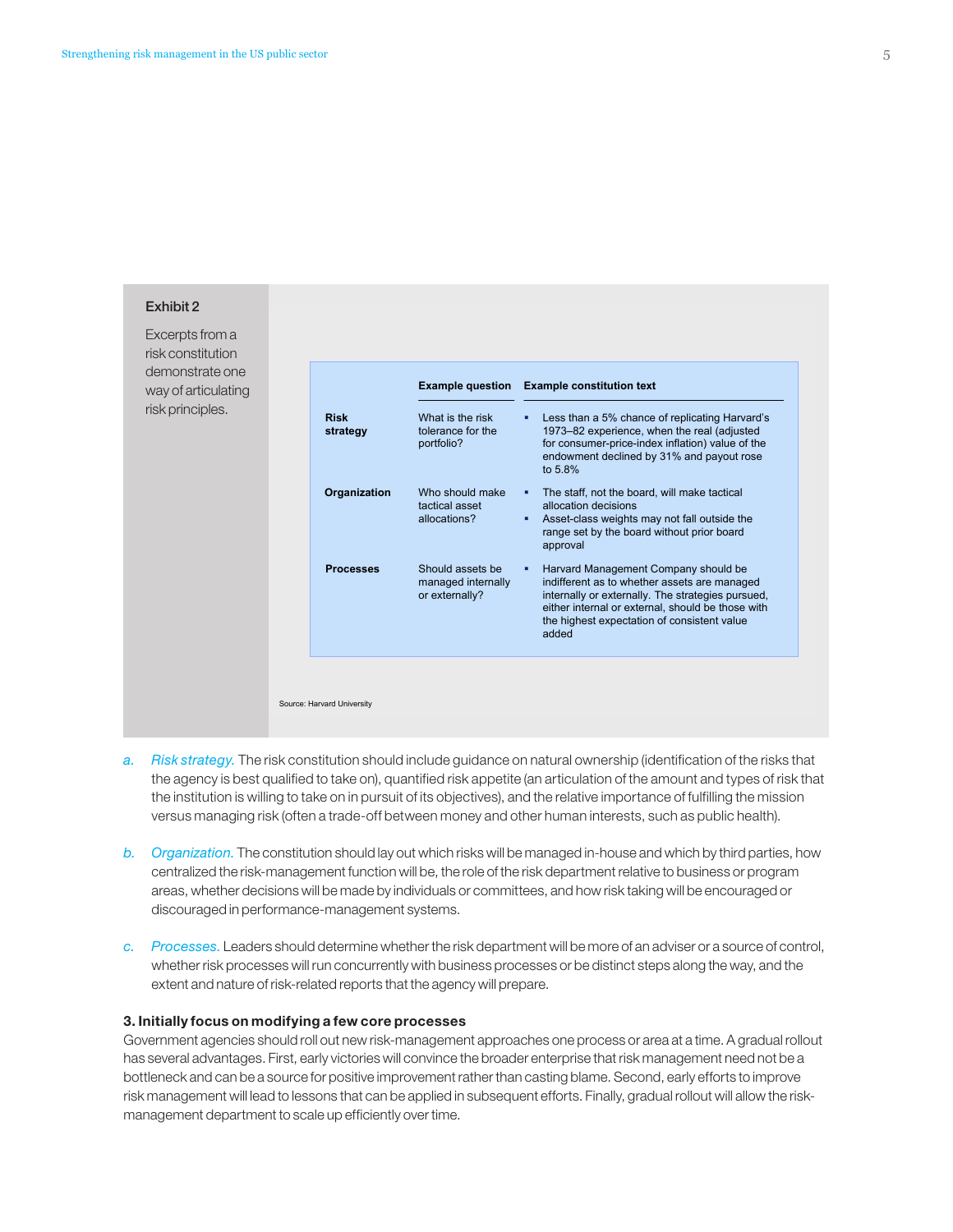**Exhibit 2**

Excerpts from a risk constitution demonstrate one way of articulating risk principles.

| | Example question | Example constitution text |
|---|---|---|
| **Risk strategy** | What is the risk tolerance for the portfolio? | ▪ Less than a 5% chance of replicating Harvard's 1973–82 experience, when the real (adjusted for consumer-price-index inflation) value of the endowment declined by 31% and payout rose to 5.8% |
| **Organization** | Who should make tactical asset allocations? | ▪ The staff, not the board, will make tactical allocation decisions<br>▪ Asset-class weights may not fall outside the range set by the board without prior board approval |
| **Processes** | Should assets be managed internally or externally? | ▪ Harvard Management Company should be indifferent as to whether assets are managed internally or externally. The strategies pursued, either internal or external, should be those with the highest expectation of consistent value added |

Source: Harvard University

*a. Risk strategy.* The risk constitution should include guidance on natural ownership (identification of the risks that the agency is best qualified to take on), quantified risk appetite (an articulation of the amount and types of risk that the institution is willing to take on in pursuit of its objectives), and the relative importance of fulfilling the mission versus managing risk (often a trade-off between money and other human interests, such as public health).

*b. Organization.* The constitution should lay out which risks will be managed in-house and which by third parties, how centralized the risk-management function will be, the role of the risk department relative to business or program areas, whether decisions will be made by individuals or committees, and how risk taking will be encouraged or discouraged in performance-management systems.

*c. Processes.* Leaders should determine whether the risk department will be more of an adviser or a source of control, whether risk processes will run concurrently with business processes or be distinct steps along the way, and the extent and nature of risk-related reports that the agency will prepare.

**3. Initially focus on modifying a few core processes**

Government agencies should roll out new risk-management approaches one process or area at a time. A gradual rollout has several advantages. First, early victories will convince the broader enterprise that risk management need not be a bottleneck and can be a source for positive improvement rather than casting blame. Second, early efforts to improve risk management will lead to lessons that can be applied in subsequent efforts. Finally, gradual rollout will allow the risk-management department to scale up efficiently over time.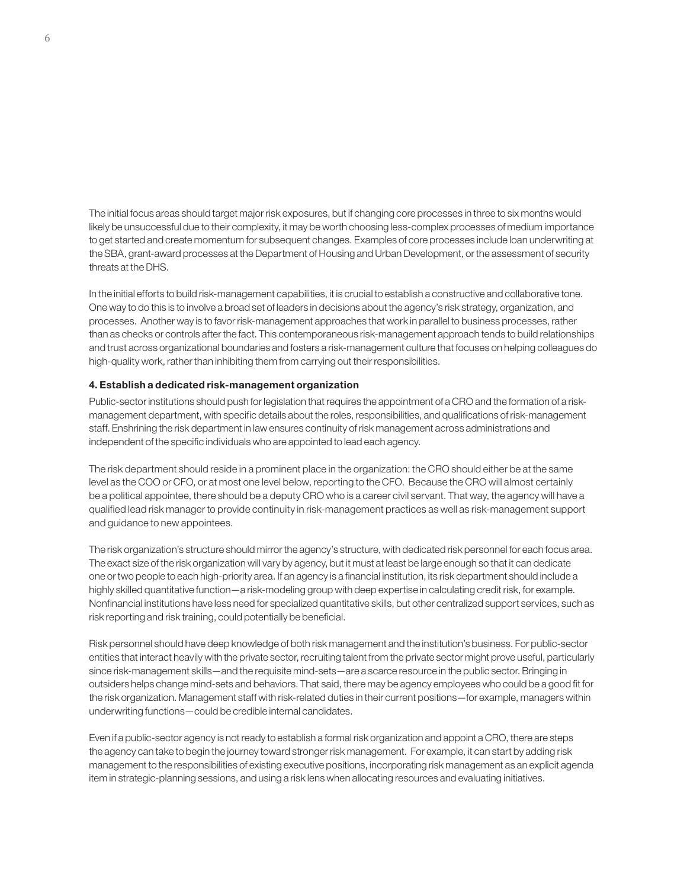The initial focus areas should target major risk exposures, but if changing core processes in three to six months would likely be unsuccessful due to their complexity, it may be worth choosing less-complex processes of medium importance to get started and create momentum for subsequent changes. Examples of core processes include loan underwriting at the SBA, grant-award processes at the Department of Housing and Urban Development, or the assessment of security threats at the DHS.

In the initial efforts to build risk-management capabilities, it is crucial to establish a constructive and collaborative tone. One way to do this is to involve a broad set of leaders in decisions about the agency's risk strategy, organization, and processes. Another way is to favor risk-management approaches that work in parallel to business processes, rather than as checks or controls after the fact. This contemporaneous risk-management approach tends to build relationships and trust across organizational boundaries and fosters a risk-management culture that focuses on helping colleagues do high-quality work, rather than inhibiting them from carrying out their responsibilities.

**4. Establish a dedicated risk-management organization**

Public-sector institutions should push for legislation that requires the appointment of a CRO and the formation of a risk-management department, with specific details about the roles, responsibilities, and qualifications of risk-management staff. Enshrining the risk department in law ensures continuity of risk management across administrations and independent of the specific individuals who are appointed to lead each agency.

The risk department should reside in a prominent place in the organization: the CRO should either be at the same level as the COO or CFO, or at most one level below, reporting to the CFO. Because the CRO will almost certainly be a political appointee, there should be a deputy CRO who is a career civil servant. That way, the agency will have a qualified lead risk manager to provide continuity in risk-management practices as well as risk-management support and guidance to new appointees.

The risk organization's structure should mirror the agency's structure, with dedicated risk personnel for each focus area. The exact size of the risk organization will vary by agency, but it must at least be large enough so that it can dedicate one or two people to each high-priority area. If an agency is a financial institution, its risk department should include a highly skilled quantitative function—a risk-modeling group with deep expertise in calculating credit risk, for example. Nonfinancial institutions have less need for specialized quantitative skills, but other centralized support services, such as risk reporting and risk training, could potentially be beneficial.

Risk personnel should have deep knowledge of both risk management and the institution's business. For public-sector entities that interact heavily with the private sector, recruiting talent from the private sector might prove useful, particularly since risk-management skills—and the requisite mind-sets—are a scarce resource in the public sector. Bringing in outsiders helps change mind-sets and behaviors. That said, there may be agency employees who could be a good fit for the risk organization. Management staff with risk-related duties in their current positions—for example, managers within underwriting functions—could be credible internal candidates.

Even if a public-sector agency is not ready to establish a formal risk organization and appoint a CRO, there are steps the agency can take to begin the journey toward stronger risk management. For example, it can start by adding risk management to the responsibilities of existing executive positions, incorporating risk management as an explicit agenda item in strategic-planning sessions, and using a risk lens when allocating resources and evaluating initiatives.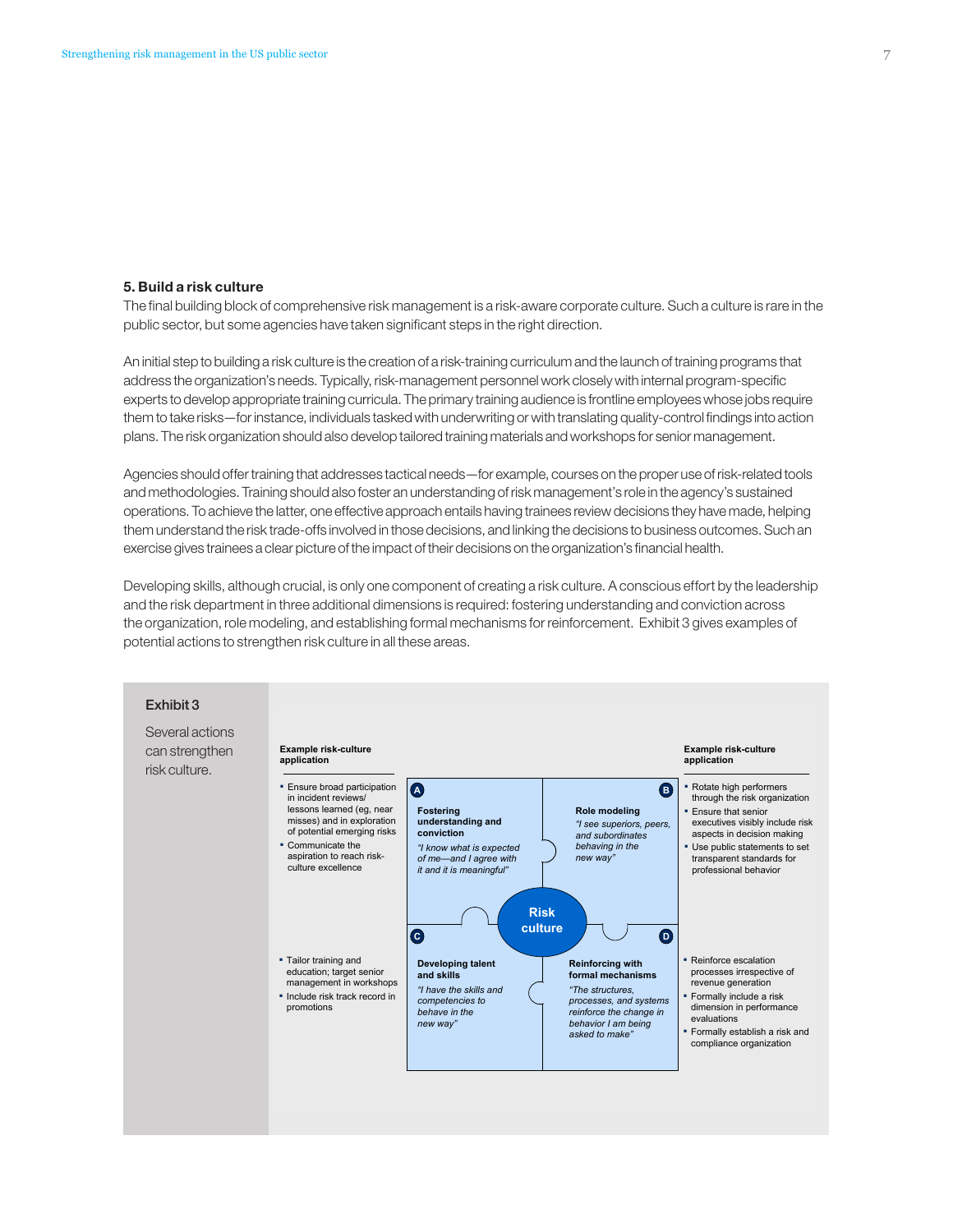### 5. Build a risk culture

The final building block of comprehensive risk management is a risk-aware corporate culture. Such a culture is rare in the public sector, but some agencies have taken significant steps in the right direction.

An initial step to building a risk culture is the creation of a risk-training curriculum and the launch of training programs that address the organization's needs. Typically, risk-management personnel work closely with internal program-specific experts to develop appropriate training curricula. The primary training audience is frontline employees whose jobs require them to take risks—for instance, individuals tasked with underwriting or with translating quality-control findings into action plans. The risk organization should also develop tailored training materials and workshops for senior management.

Agencies should offer training that addresses tactical needs—for example, courses on the proper use of risk-related tools and methodologies. Training should also foster an understanding of risk management's role in the agency's sustained operations. To achieve the latter, one effective approach entails having trainees review decisions they have made, helping them understand the risk trade-offs involved in those decisions, and linking the decisions to business outcomes. Such an exercise gives trainees a clear picture of the impact of their decisions on the organization's financial health.

Developing skills, although crucial, is only one component of creating a risk culture. A conscious effort by the leadership and the risk department in three additional dimensions is required: fostering understanding and conviction across the organization, role modeling, and establishing formal mechanisms for reinforcement. Exhibit 3 gives examples of potential actions to strengthen risk culture in all these areas.

**Exhibit 3**

Several actions can strengthen risk culture.

**Risk culture**

**A. Fostering understanding and conviction**

*"I know what is expected of me—and I agree with it and it is meaningful"*

Example risk-culture application:

- Ensure broad participation in incident reviews/ lessons learned (eg, near misses) and in exploration of potential emerging risks
- Communicate the aspiration to reach risk-culture excellence

**B. Role modeling**

*"I see superiors, peers, and subordinates behaving in the new way"*

Example risk-culture application:

- Rotate high performers through the risk organization
- Ensure that senior executives visibly include risk aspects in decision making
- Use public statements to set transparent standards for professional behavior

**C. Developing talent and skills**

*"I have the skills and competencies to behave in the new way"*

Example risk-culture application:

- Tailor training and education; target senior management in workshops
- Include risk track record in promotions

**D. Reinforcing with formal mechanisms**

*"The structures, processes, and systems reinforce the change in behavior I am being asked to make"*

Example risk-culture application:

- Reinforce escalation processes irrespective of revenue generation
- Formally include a risk dimension in performance evaluations
- Formally establish a risk and compliance organization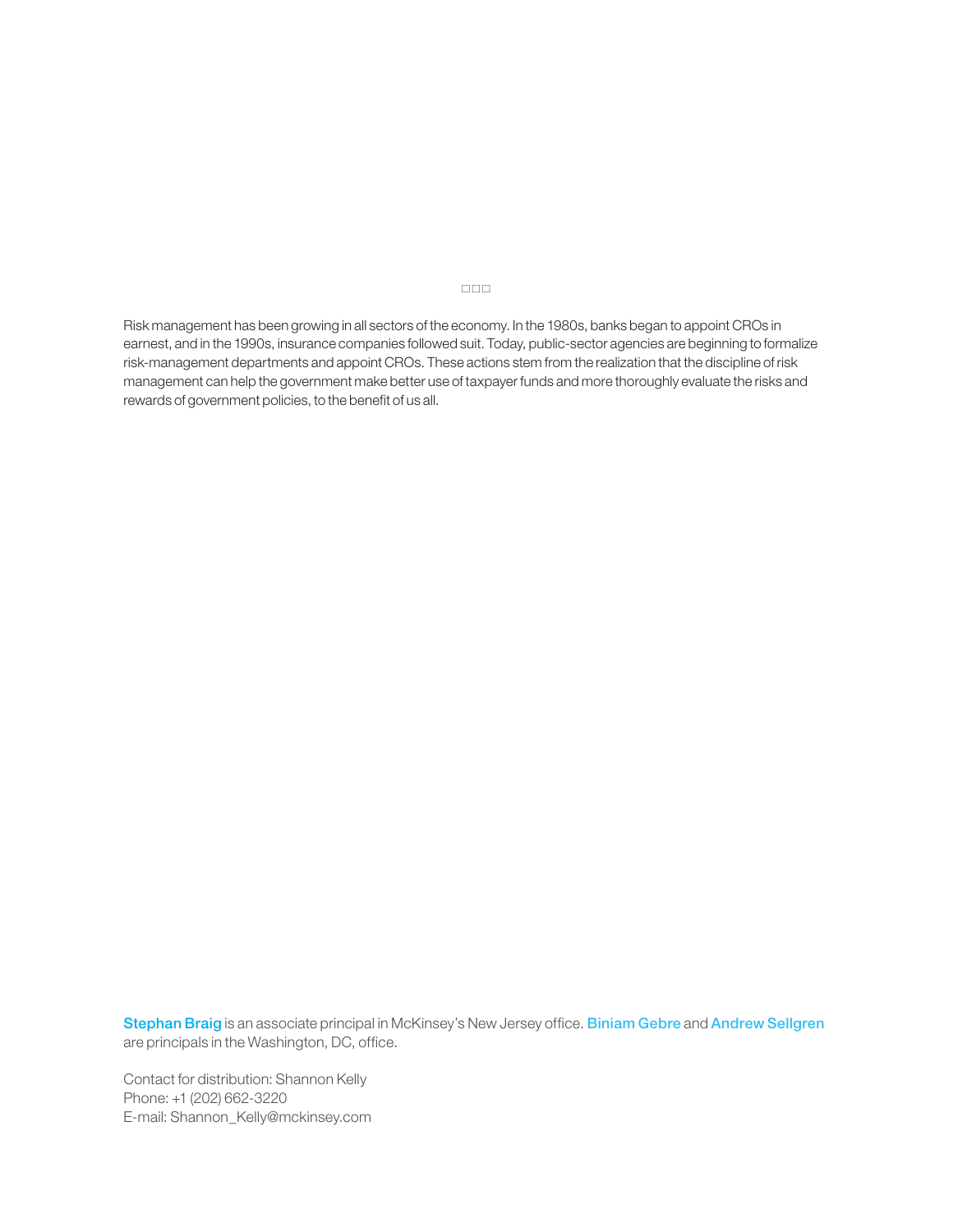□□□

Risk management has been growing in all sectors of the economy. In the 1980s, banks began to appoint CROs in earnest, and in the 1990s, insurance companies followed suit. Today, public-sector agencies are beginning to formalize risk-management departments and appoint CROs. These actions stem from the realization that the discipline of risk management can help the government make better use of taxpayer funds and more thoroughly evaluate the risks and rewards of government policies, to the benefit of us all.

**Stephan Braig** is an associate principal in McKinsey's New Jersey office. **Biniam Gebre** and **Andrew Sellgren** are principals in the Washington, DC, office.

Contact for distribution: Shannon Kelly
Phone: +1 (202) 662-3220
E-mail: Shannon_Kelly@mckinsey.com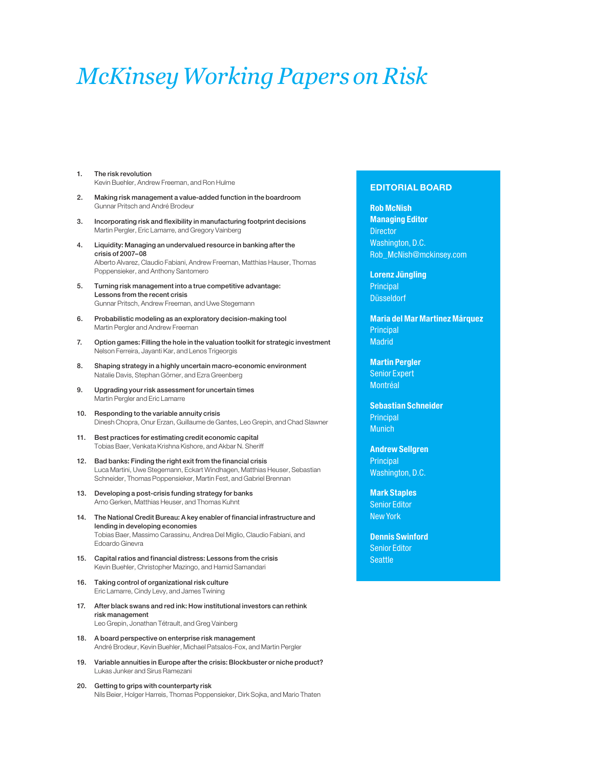# *McKinsey Working Papers on Risk*

1. **The risk revolution**
   Kevin Buehler, Andrew Freeman, and Ron Hulme

2. **Making risk management a value-added function in the boardroom**
   Gunnar Pritsch and André Brodeur

3. **Incorporating risk and flexibility in manufacturing footprint decisions**
   Martin Pergler, Eric Lamarre, and Gregory Vainberg

4. **Liquidity: Managing an undervalued resource in banking after the crisis of 2007–08**
   Alberto Alvarez, Claudio Fabiani, Andrew Freeman, Matthias Hauser, Thomas Poppensieker, and Anthony Santomero

5. **Turning risk management into a true competitive advantage: Lessons from the recent crisis**
   Gunnar Pritsch, Andrew Freeman, and Uwe Stegemann

6. **Probabilistic modeling as an exploratory decision-making tool**
   Martin Pergler and Andrew Freeman

7. **Option games: Filling the hole in the valuation toolkit for strategic investment**
   Nelson Ferreira, Jayanti Kar, and Lenos Trigeorgis

8. **Shaping strategy in a highly uncertain macro-economic environment**
   Natalie Davis, Stephan Görner, and Ezra Greenberg

9. **Upgrading your risk assessment for uncertain times**
   Martin Pergler and Eric Lamarre

10. **Responding to the variable annuity crisis**
    Dinesh Chopra, Onur Erzan, Guillaume de Gantes, Leo Grepin, and Chad Slawner

11. **Best practices for estimating credit economic capital**
    Tobias Baer, Venkata Krishna Kishore, and Akbar N. Sheriff

12. **Bad banks: Finding the right exit from the financial crisis**
    Luca Martini, Uwe Stegemann, Eckart Windhagen, Matthias Heuser, Sebastian Schneider, Thomas Poppensieker, Martin Fest, and Gabriel Brennan

13. **Developing a post-crisis funding strategy for banks**
    Arno Gerken, Matthias Heuser, and Thomas Kuhnt

14. **The National Credit Bureau: A key enabler of financial infrastructure and lending in developing economies**
    Tobias Baer, Massimo Carassinu, Andrea Del Miglio, Claudio Fabiani, and Edoardo Ginevra

15. **Capital ratios and financial distress: Lessons from the crisis**
    Kevin Buehler, Christopher Mazingo, and Hamid Samandari

16. **Taking control of organizational risk culture**
    Eric Lamarre, Cindy Levy, and James Twining

17. **After black swans and red ink: How institutional investors can rethink risk management**
    Leo Grepin, Jonathan Tétrault, and Greg Vainberg

18. **A board perspective on enterprise risk management**
    André Brodeur, Kevin Buehler, Michael Patsalos-Fox, and Martin Pergler

19. **Variable annuities in Europe after the crisis: Blockbuster or niche product?**
    Lukas Junker and Sirus Ramezani

20. **Getting to grips with counterparty risk**
    Nils Beier, Holger Harreis, Thomas Poppensieker, Dirk Sojka, and Mario Thaten

## EDITORIAL BOARD

**Rob McNish**
**Managing Editor**
Director
Washington, D.C.
Rob_McNish@mckinsey.com

**Lorenz Jüngling**
Principal
Düsseldorf

**Maria del Mar Martinez Márquez**
Principal
Madrid

**Martin Pergler**
Senior Expert
Montréal

**Sebastian Schneider**
Principal
Munich

**Andrew Sellgren**
Principal
Washington, D.C.

**Mark Staples**
Senior Editor
New York

**Dennis Swinford**
Senior Editor
Seattle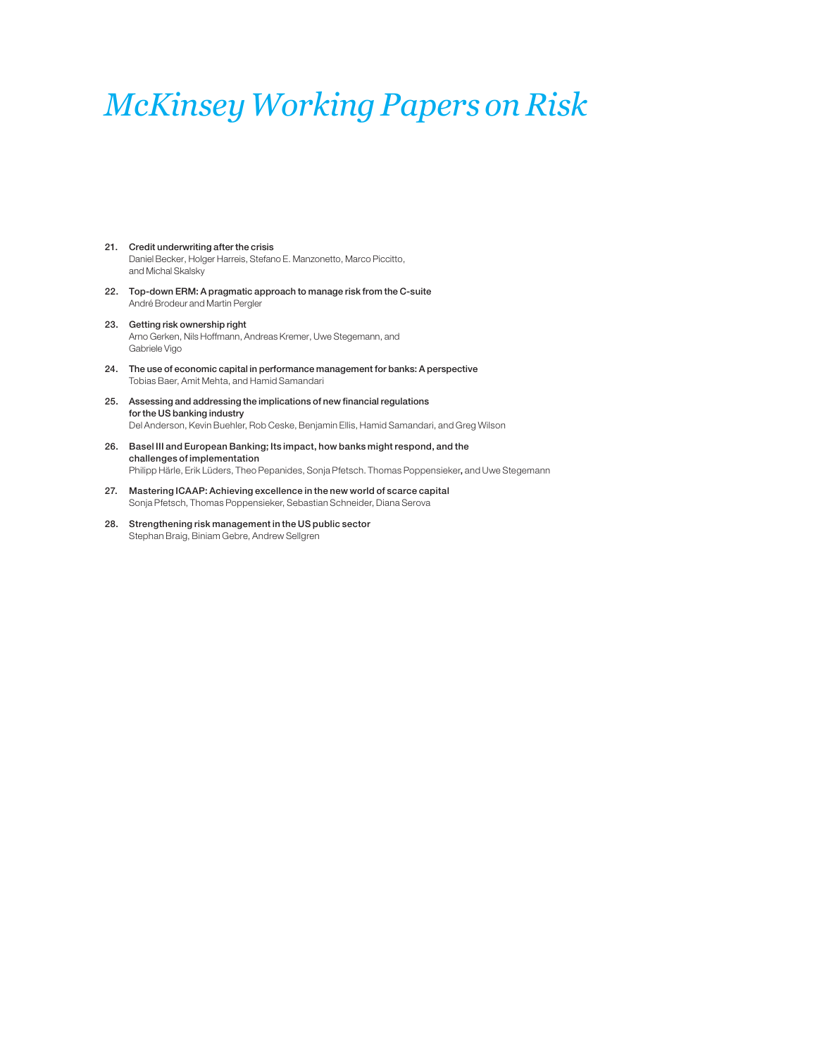# *McKinsey Working Papers on Risk*

21. **Credit underwriting after the crisis**
    Daniel Becker, Holger Harreis, Stefano E. Manzonetto, Marco Piccitto, and Michal Skalsky

22. **Top-down ERM: A pragmatic approach to manage risk from the C-suite**
    André Brodeur and Martin Pergler

23. **Getting risk ownership right**
    Arno Gerken, Nils Hoffmann, Andreas Kremer, Uwe Stegemann, and Gabriele Vigo

24. **The use of economic capital in performance management for banks: A perspective**
    Tobias Baer, Amit Mehta, and Hamid Samandari

25. **Assessing and addressing the implications of new financial regulations for the US banking industry**
    Del Anderson, Kevin Buehler, Rob Ceske, Benjamin Ellis, Hamid Samandari, and Greg Wilson

26. **Basel III and European Banking; Its impact, how banks might respond, and the challenges of implementation**
    Philipp Härle, Erik Lüders, Theo Pepanides, Sonja Pfetsch. Thomas Poppensieker, and Uwe Stegemann

27. **Mastering ICAAP: Achieving excellence in the new world of scarce capital**
    Sonja Pfetsch, Thomas Poppensieker, Sebastian Schneider, Diana Serova

28. **Strengthening risk management in the US public sector**
    Stephan Braig, Biniam Gebre, Andrew Sellgren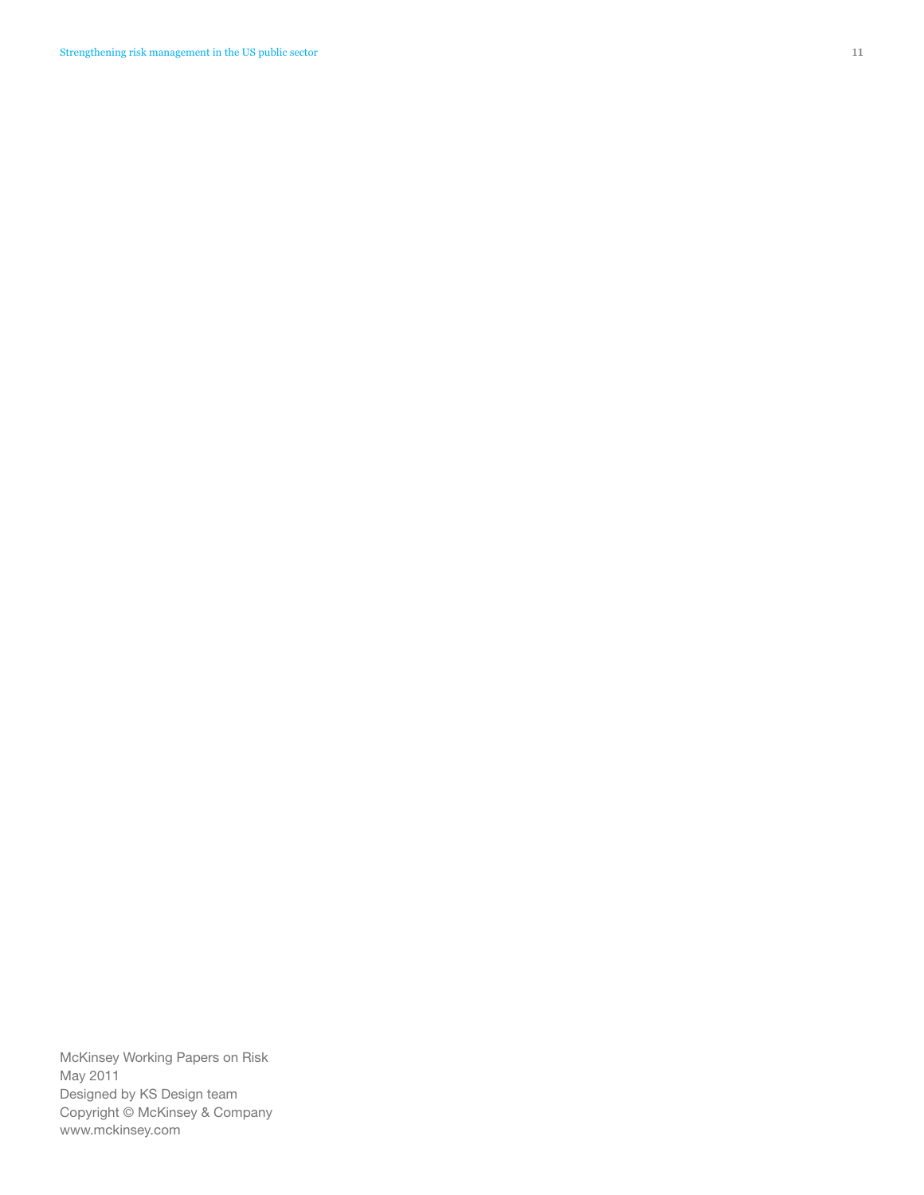McKinsey Working Papers on Risk
May 2011
Designed by KS Design team
Copyright © McKinsey & Company
www.mckinsey.com